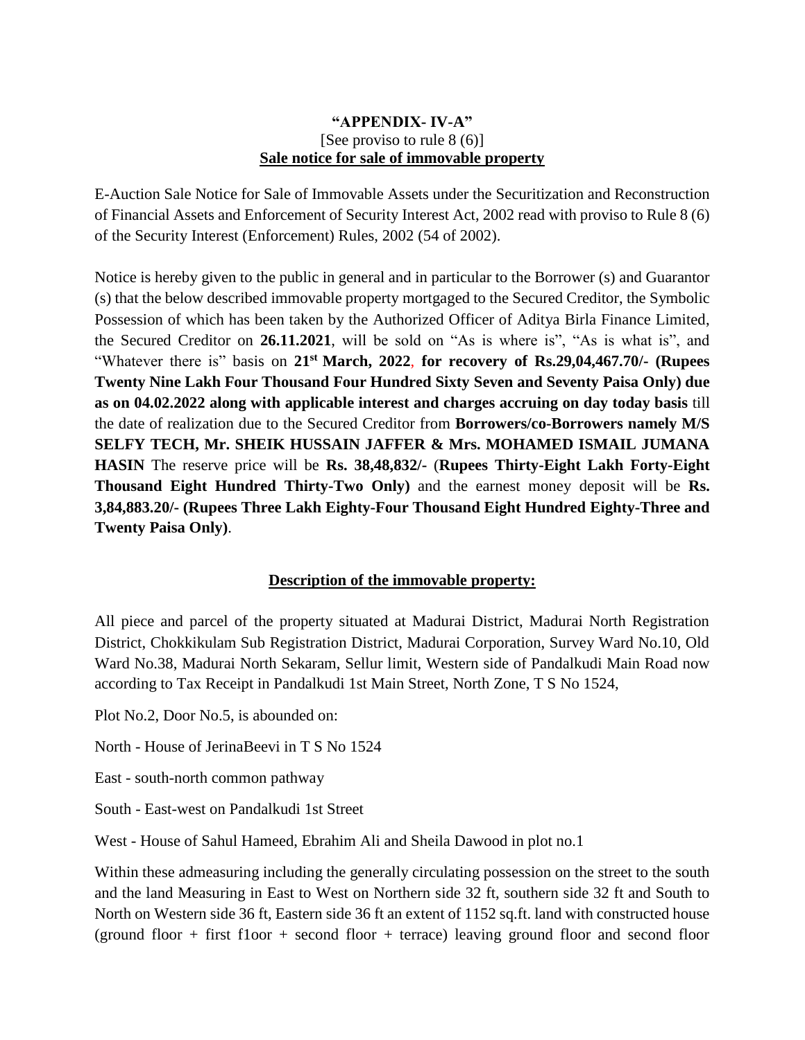**“APPENDIX- IV-A”**
[See proviso to rule 8 (6)]
**Sale notice for sale of immovable property**

E-Auction Sale Notice for Sale of Immovable Assets under the Securitization and Reconstruction of Financial Assets and Enforcement of Security Interest Act, 2002 read with proviso to Rule 8 (6) of the Security Interest (Enforcement) Rules, 2002 (54 of 2002).

Notice is hereby given to the public in general and in particular to the Borrower (s) and Guarantor (s) that the below described immovable property mortgaged to the Secured Creditor, the Symbolic Possession of which has been taken by the Authorized Officer of Aditya Birla Finance Limited, the Secured Creditor on **26.11.2021**, will be sold on “As is where is”, “As is what is”, and “Whatever there is” basis on **21st March, 2022**, **for recovery of Rs.29,04,467.70/- (Rupees Twenty Nine Lakh Four Thousand Four Hundred Sixty Seven and Seventy Paisa Only) due as on 04.02.2022 along with applicable interest and charges accruing on day today basis** till the date of realization due to the Secured Creditor from **Borrowers/co-Borrowers namely M/S SELFY TECH, Mr. SHEIK HUSSAIN JAFFER & Mrs. MOHAMED ISMAIL JUMANA HASIN** The reserve price will be **Rs. 38,48,832/-** (**Rupees Thirty-Eight Lakh Forty-Eight Thousand Eight Hundred Thirty-Two Only)** and the earnest money deposit will be **Rs. 3,84,883.20/- (Rupees Three Lakh Eighty-Four Thousand Eight Hundred Eighty-Three and Twenty Paisa Only)**.

**Description of the immovable property:**

All piece and parcel of the property situated at Madurai District, Madurai North Registration District, Chokkikulam Sub Registration District, Madurai Corporation, Survey Ward No.10, Old Ward No.38, Madurai North Sekaram, Sellur limit, Western side of Pandalkudi Main Road now according to Tax Receipt in Pandalkudi 1st Main Street, North Zone, T S No 1524,

Plot No.2, Door No.5, is abounded on:

North - House of JerinaBeevi in T S No 1524

East - south-north common pathway

South - East-west on Pandalkudi 1st Street

West - House of Sahul Hameed, Ebrahim Ali and Sheila Dawood in plot no.1

Within these admeasuring including the generally circulating possession on the street to the south and the land Measuring in East to West on Northern side 32 ft, southern side 32 ft and South to North on Western side 36 ft, Eastern side 36 ft an extent of 1152 sq.ft. land with constructed house (ground floor + first f1oor + second floor + terrace) leaving ground floor and second floor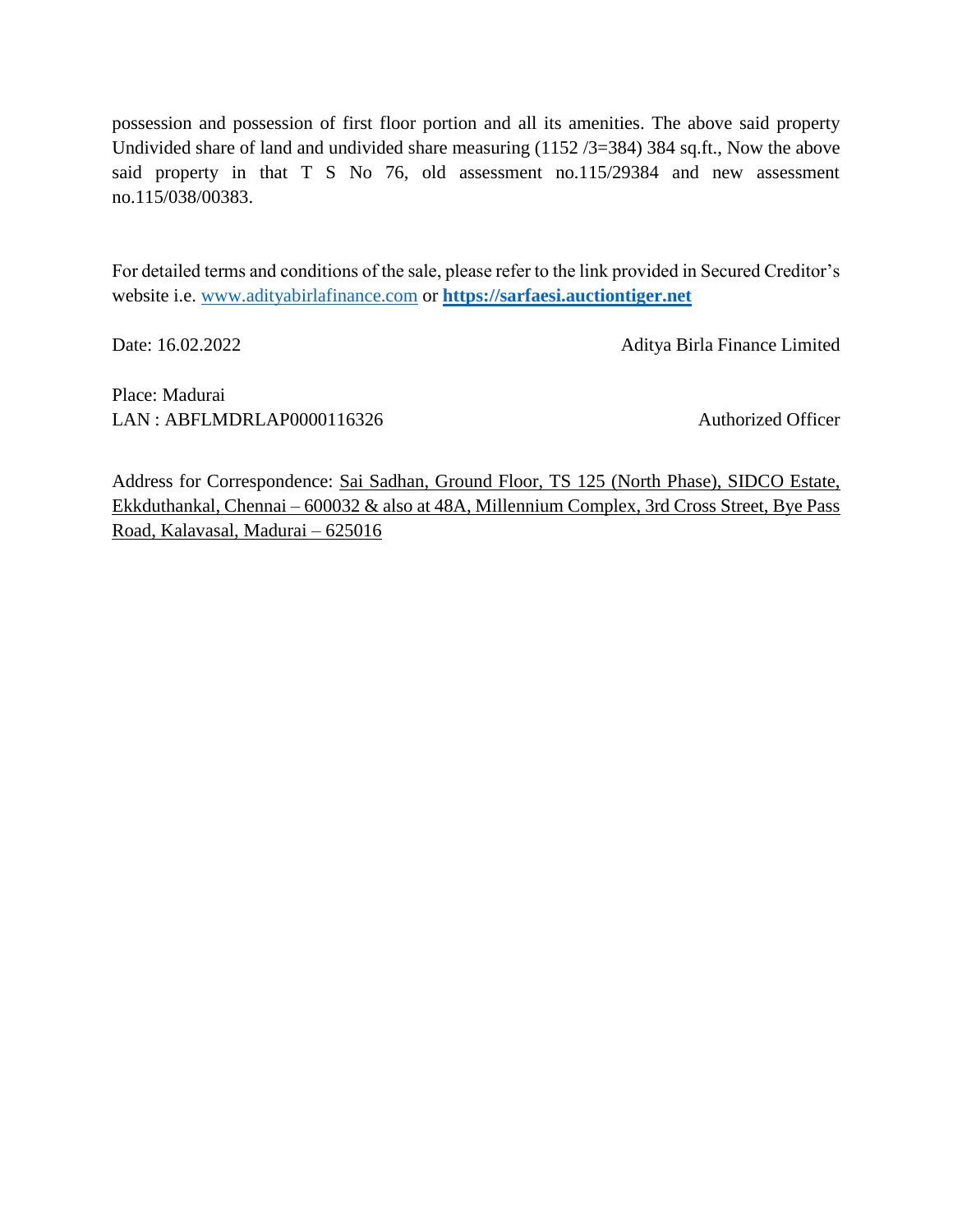possession and possession of first floor portion and all its amenities. The above said property Undivided share of land and undivided share measuring (1152 /3=384) 384 sq.ft., Now the above said property in that T S No 76, old assessment no.115/29384 and new assessment no.115/038/00383.

For detailed terms and conditions of the sale, please refer to the link provided in Secured Creditor's website i.e. www.adityabirlafinance.com or **https://sarfaesi.auctiontiger.net**

Date: 16.02.2022 Aditya Birla Finance Limited

Place: Madurai

LAN : ABFLMDRLAP0000116326 Authorized Officer

Address for Correspondence: Sai Sadhan, Ground Floor, TS 125 (North Phase), SIDCO Estate, Ekkduthankal, Chennai – 600032 & also at 48A, Millennium Complex, 3rd Cross Street, Bye Pass Road, Kalavasal, Madurai – 625016